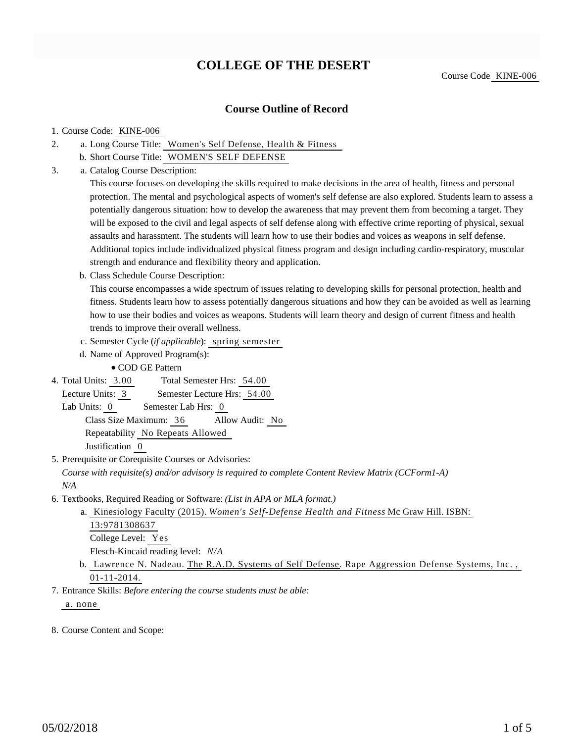# COLLEGE OF THE DESERT

Course Code KINE-006

## Course Outline of Record

1. Course Code: KINE-006
2. a. Long Course Title: Women's Self Defense, Health & Fitness
   b. Short Course Title: WOMEN'S SELF DEFENSE
3. a. Catalog Course Description:

   This course focuses on developing the skills required to make decisions in the area of health, fitness and personal protection. The mental and psychological aspects of women's self defense are also explored. Students learn to assess a potentially dangerous situation: how to develop the awareness that may prevent them from becoming a target. They will be exposed to the civil and legal aspects of self defense along with effective crime reporting of physical, sexual assaults and harassment. The students will learn how to use their bodies and voices as weapons in self defense. Additional topics include individualized physical fitness program and design including cardio-respiratory, muscular strength and endurance and flexibility theory and application.

   b. Class Schedule Course Description:

   This course encompasses a wide spectrum of issues relating to developing skills for personal protection, health and fitness. Students learn how to assess potentially dangerous situations and how they can be avoided as well as learning how to use their bodies and voices as weapons. Students will learn theory and design of current fitness and health trends to improve their overall wellness.

   c. Semester Cycle (*if applicable*): spring semester
   d. Name of Approved Program(s):
      - COD GE Pattern
4. Total Units: 3.00 Total Semester Hrs: 54.00
   Lecture Units: 3 Semester Lecture Hrs: 54.00
   Lab Units: 0 Semester Lab Hrs: 0
   Class Size Maximum: 36 Allow Audit: No
   Repeatability No Repeats Allowed
   Justification 0
5. Prerequisite or Corequisite Courses or Advisories:
   *Course with requisite(s) and/or advisory is required to complete Content Review Matrix (CCForm1-A)*
   *N/A*
6. Textbooks, Required Reading or Software: *(List in APA or MLA format.)*
   a. Kinesiology Faculty (2015). *Women's Self-Defense Health and Fitness* Mc Graw Hill. ISBN: 13:9781308637
      College Level: Yes
      Flesch-Kincaid reading level: *N/A*
   b. Lawrence N. Nadeau. The R.A.D. Systems of Self Defense. Rape Aggression Defense Systems, Inc. , 01-11-2014.
7. Entrance Skills: *Before entering the course students must be able:*
   a. none
8. Course Content and Scope: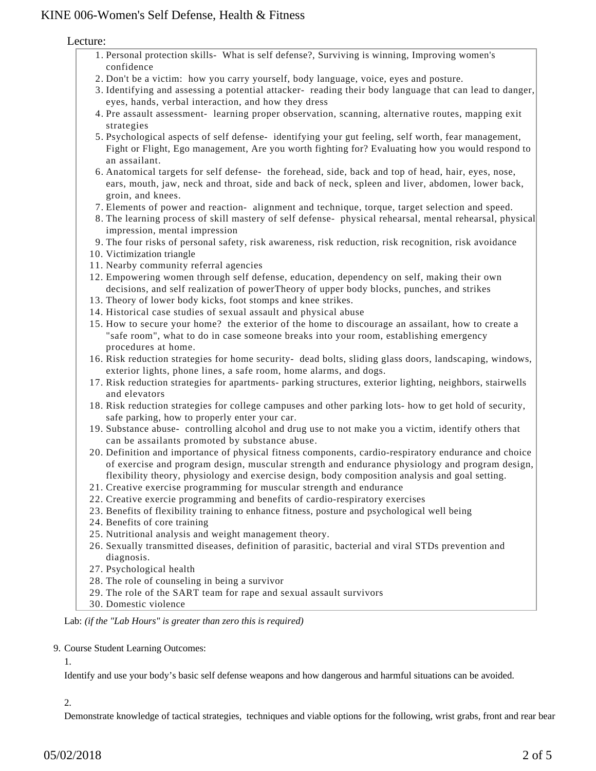Lecture:

1. Personal protection skills- What is self defense?, Surviving is winning, Improving women's confidence
2. Don't be a victim: how you carry yourself, body language, voice, eyes and posture.
3. Identifying and assessing a potential attacker- reading their body language that can lead to danger, eyes, hands, verbal interaction, and how they dress
4. Pre assault assessment- learning proper observation, scanning, alternative routes, mapping exit strategies
5. Psychological aspects of self defense- identifying your gut feeling, self worth, fear management, Fight or Flight, Ego management, Are you worth fighting for? Evaluating how you would respond to an assailant.
6. Anatomical targets for self defense- the forehead, side, back and top of head, hair, eyes, nose, ears, mouth, jaw, neck and throat, side and back of neck, spleen and liver, abdomen, lower back, groin, and knees.
7. Elements of power and reaction- alignment and technique, torque, target selection and speed.
8. The learning process of skill mastery of self defense- physical rehearsal, mental rehearsal, physical impression, mental impression
9. The four risks of personal safety, risk awareness, risk reduction, risk recognition, risk avoidance
10. Victimization triangle
11. Nearby community referral agencies
12. Empowering women through self defense, education, dependency on self, making their own decisions, and self realization of powerTheory of upper body blocks, punches, and strikes
13. Theory of lower body kicks, foot stomps and knee strikes.
14. Historical case studies of sexual assault and physical abuse
15. How to secure your home? the exterior of the home to discourage an assailant, how to create a "safe room", what to do in case someone breaks into your room, establishing emergency procedures at home.
16. Risk reduction strategies for home security- dead bolts, sliding glass doors, landscaping, windows, exterior lights, phone lines, a safe room, home alarms, and dogs.
17. Risk reduction strategies for apartments- parking structures, exterior lighting, neighbors, stairwells and elevators
18. Risk reduction strategies for college campuses and other parking lots- how to get hold of security, safe parking, how to properly enter your car.
19. Substance abuse- controlling alcohol and drug use to not make you a victim, identify others that can be assailants promoted by substance abuse.
20. Definition and importance of physical fitness components, cardio-respiratory endurance and choice of exercise and program design, muscular strength and endurance physiology and program design, flexibility theory, physiology and exercise design, body composition analysis and goal setting.
21. Creative exercise programming for muscular strength and endurance
22. Creative exercie programming and benefits of cardio-respiratory exercises
23. Benefits of flexibility training to enhance fitness, posture and psychological well being
24. Benefits of core training
25. Nutritional analysis and weight management theory.
26. Sexually transmitted diseases, definition of parasitic, bacterial and viral STDs prevention and diagnosis.
27. Psychological health
28. The role of counseling in being a survivor
29. The role of the SART team for rape and sexual assault survivors
30. Domestic violence

Lab: *(if the "Lab Hours" is greater than zero this is required)*

9. Course Student Learning Outcomes:

1.

Identify and use your body's basic self defense weapons and how dangerous and harmful situations can be avoided.

2.

Demonstrate knowledge of tactical strategies, techniques and viable options for the following, wrist grabs, front and rear bear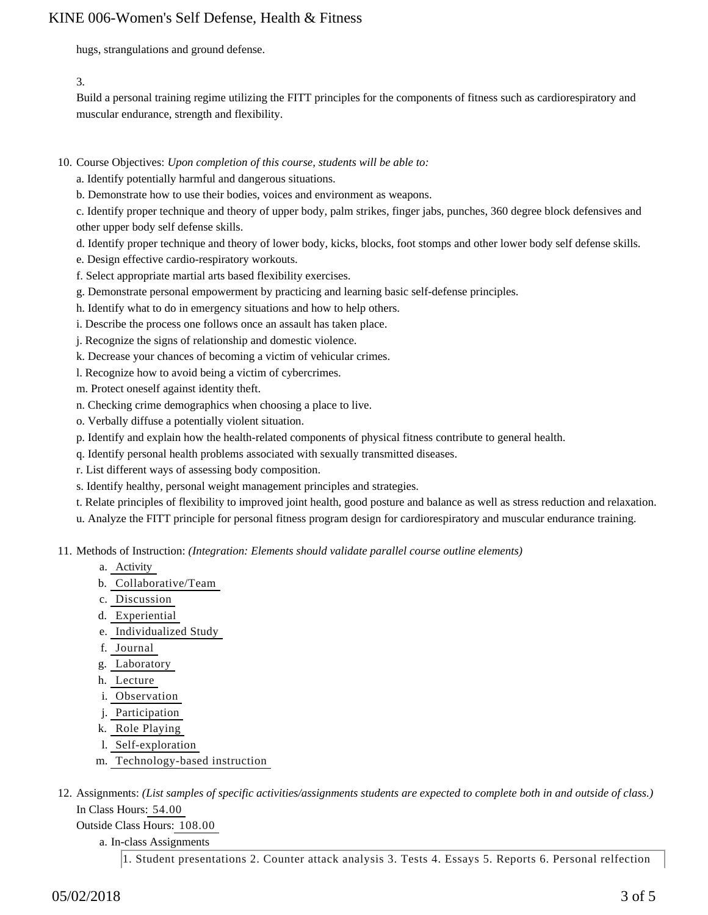hugs, strangulations and ground defense.

3.

Build a personal training regime utilizing the FITT principles for the components of fitness such as cardiorespiratory and muscular endurance, strength and flexibility.

10. Course Objectives: *Upon completion of this course, students will be able to:*

    a. Identify potentially harmful and dangerous situations.

    b. Demonstrate how to use their bodies, voices and environment as weapons.

    c. Identify proper technique and theory of upper body, palm strikes, finger jabs, punches, 360 degree block defensives and other upper body self defense skills.

    d. Identify proper technique and theory of lower body, kicks, blocks, foot stomps and other lower body self defense skills.

    e. Design effective cardio-respiratory workouts.

    f. Select appropriate martial arts based flexibility exercises.

    g. Demonstrate personal empowerment by practicing and learning basic self-defense principles.

    h. Identify what to do in emergency situations and how to help others.

    i. Describe the process one follows once an assault has taken place.

    j. Recognize the signs of relationship and domestic violence.

    k. Decrease your chances of becoming a victim of vehicular crimes.

    l. Recognize how to avoid being a victim of cybercrimes.

    m. Protect oneself against identity theft.

    n. Checking crime demographics when choosing a place to live.

    o. Verbally diffuse a potentially violent situation.

    p. Identify and explain how the health-related components of physical fitness contribute to general health.

    q. Identify personal health problems associated with sexually transmitted diseases.

    r. List different ways of assessing body composition.

    s. Identify healthy, personal weight management principles and strategies.

    t. Relate principles of flexibility to improved joint health, good posture and balance as well as stress reduction and relaxation.

    u. Analyze the FITT principle for personal fitness program design for cardiorespiratory and muscular endurance training.

11. Methods of Instruction: *(Integration: Elements should validate parallel course outline elements)*

    a. Activity
    b. Collaborative/Team
    c. Discussion
    d. Experiential
    e. Individualized Study
    f. Journal
    g. Laboratory
    h. Lecture
    i. Observation
    j. Participation
    k. Role Playing
    l. Self-exploration
    m. Technology-based instruction

12. Assignments: *(List samples of specific activities/assignments students are expected to complete both in and outside of class.)*

    In Class Hours: 54.00

    Outside Class Hours: 108.00

    a. In-class Assignments

    1. Student presentations 2. Counter attack analysis 3. Tests 4. Essays 5. Reports 6. Personal relfection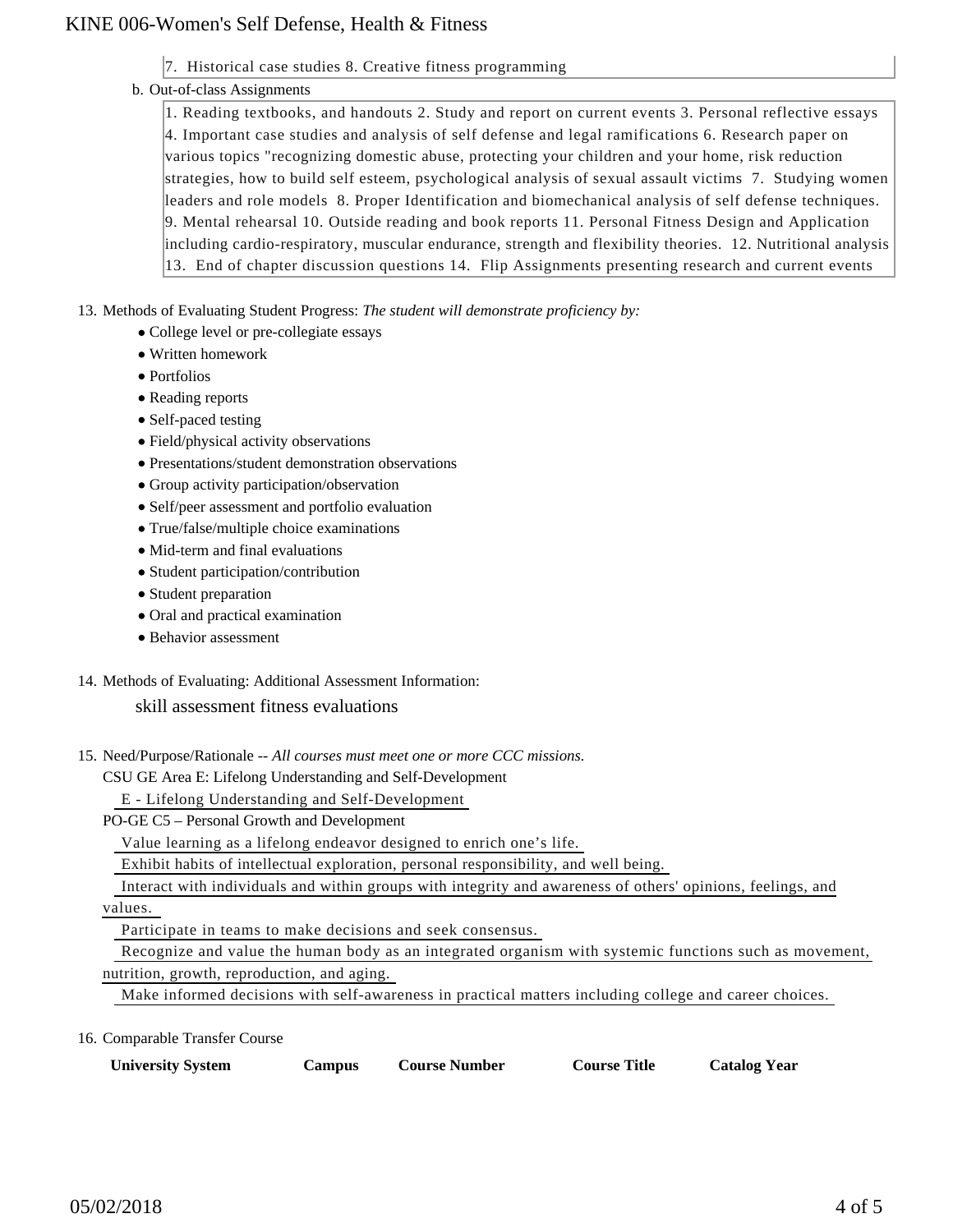7. Historical case studies 8. Creative fitness programming

b. Out-of-class Assignments

1. Reading textbooks, and handouts 2. Study and report on current events 3. Personal reflective essays 4. Important case studies and analysis of self defense and legal ramifications 6. Research paper on various topics "recognizing domestic abuse, protecting your children and your home, risk reduction strategies, how to build self esteem, psychological analysis of sexual assault victims 7. Studying women leaders and role models 8. Proper Identification and biomechanical analysis of self defense techniques. 9. Mental rehearsal 10. Outside reading and book reports 11. Personal Fitness Design and Application including cardio-respiratory, muscular endurance, strength and flexibility theories. 12. Nutritional analysis 13. End of chapter discussion questions 14. Flip Assignments presenting research and current events

13. Methods of Evaluating Student Progress: *The student will demonstrate proficiency by:*
    - College level or pre-collegiate essays
    - Written homework
    - Portfolios
    - Reading reports
    - Self-paced testing
    - Field/physical activity observations
    - Presentations/student demonstration observations
    - Group activity participation/observation
    - Self/peer assessment and portfolio evaluation
    - True/false/multiple choice examinations
    - Mid-term and final evaluations
    - Student participation/contribution
    - Student preparation
    - Oral and practical examination
    - Behavior assessment

14. Methods of Evaluating: Additional Assessment Information:

    skill assessment fitness evaluations

15. Need/Purpose/Rationale -- *All courses must meet one or more CCC missions.*

    CSU GE Area E: Lifelong Understanding and Self-Development

    E - Lifelong Understanding and Self-Development

    PO-GE C5 – Personal Growth and Development

    Value learning as a lifelong endeavor designed to enrich one's life.

    Exhibit habits of intellectual exploration, personal responsibility, and well being.

    Interact with individuals and within groups with integrity and awareness of others' opinions, feelings, and values.

    Participate in teams to make decisions and seek consensus.

    Recognize and value the human body as an integrated organism with systemic functions such as movement, nutrition, growth, reproduction, and aging.

    Make informed decisions with self-awareness in practical matters including college and career choices.

16. Comparable Transfer Course

| University System | Campus | Course Number | Course Title | Catalog Year |
| --- | --- | --- | --- | --- |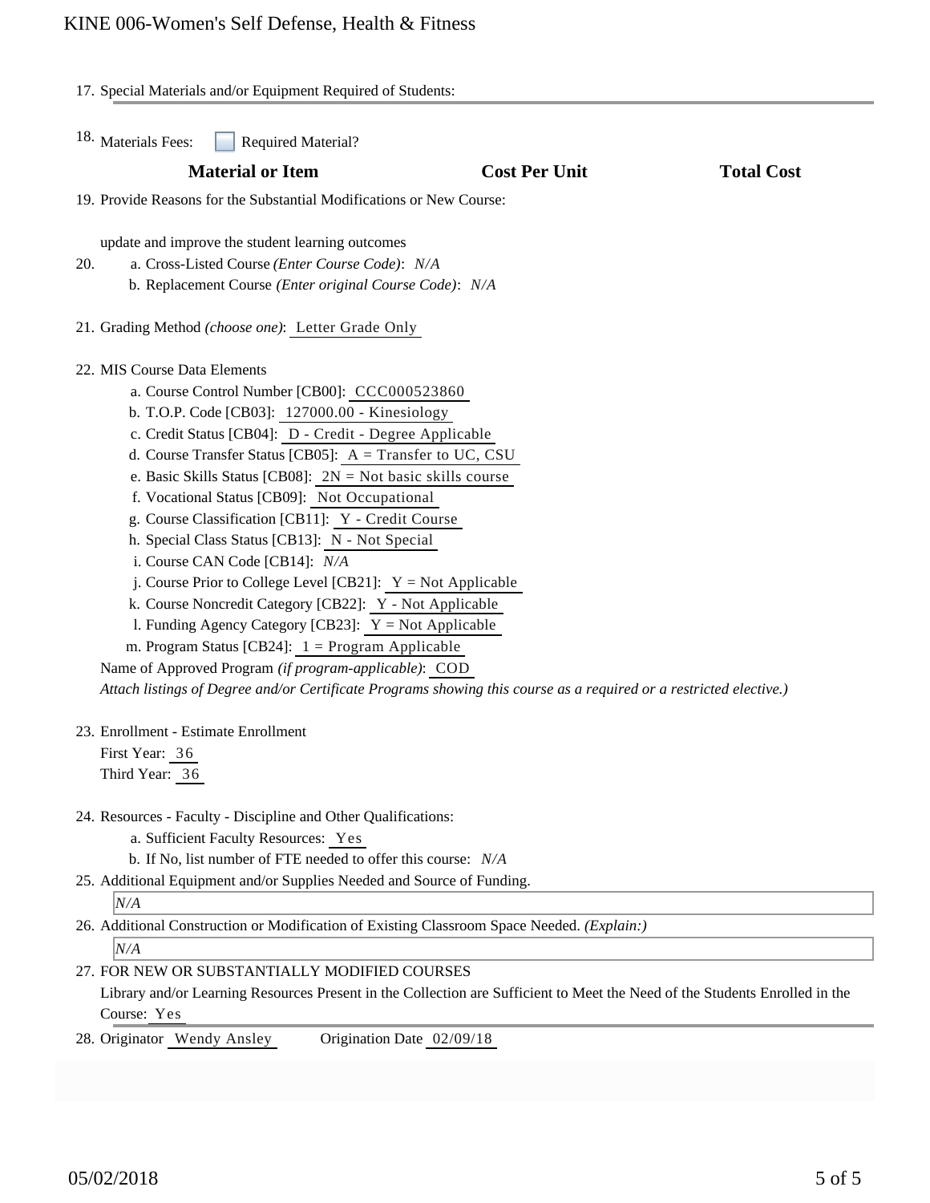17. Special Materials and/or Equipment Required of Students:

18. Materials Fees: ☐ Required Material?

| Material or Item | Cost Per Unit | Total Cost |
|---|---|---|

19. Provide Reasons for the Substantial Modifications or New Course:

update and improve the student learning outcomes

20. a. Cross-Listed Course *(Enter Course Code)*: *N/A*
    b. Replacement Course *(Enter original Course Code)*: *N/A*

21. Grading Method *(choose one)*: Letter Grade Only

22. MIS Course Data Elements
    a. Course Control Number [CB00]: CCC000523860
    b. T.O.P. Code [CB03]: 127000.00 - Kinesiology
    c. Credit Status [CB04]: D - Credit - Degree Applicable
    d. Course Transfer Status [CB05]: A = Transfer to UC, CSU
    e. Basic Skills Status [CB08]: 2N = Not basic skills course
    f. Vocational Status [CB09]: Not Occupational
    g. Course Classification [CB11]: Y - Credit Course
    h. Special Class Status [CB13]: N - Not Special
    i. Course CAN Code [CB14]: *N/A*
    j. Course Prior to College Level [CB21]: Y = Not Applicable
    k. Course Noncredit Category [CB22]: Y - Not Applicable
    l. Funding Agency Category [CB23]: Y = Not Applicable
    m. Program Status [CB24]: 1 = Program Applicable

    Name of Approved Program *(if program-applicable)*: COD

    *Attach listings of Degree and/or Certificate Programs showing this course as a required or a restricted elective.)*

23. Enrollment - Estimate Enrollment
    First Year: 36
    Third Year: 36

24. Resources - Faculty - Discipline and Other Qualifications:
    a. Sufficient Faculty Resources: Yes
    b. If No, list number of FTE needed to offer this course: *N/A*

25. Additional Equipment and/or Supplies Needed and Source of Funding.

    *N/A*

26. Additional Construction or Modification of Existing Classroom Space Needed. *(Explain:)*

    *N/A*

27. FOR NEW OR SUBSTANTIALLY MODIFIED COURSES
    Library and/or Learning Resources Present in the Collection are Sufficient to Meet the Need of the Students Enrolled in the Course: Yes

28. Originator Wendy Ansley Origination Date 02/09/18